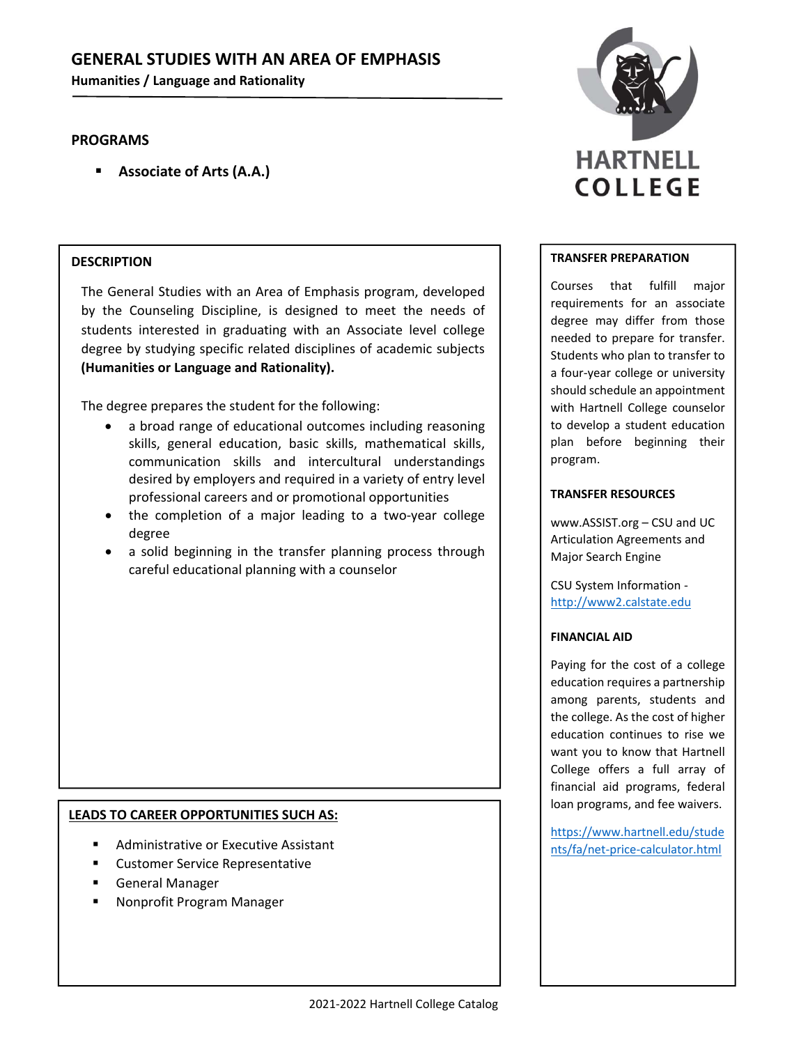# GENERAL STUDIES WITH AN AREA OF EMPHASIS

**Humanities / Language and Rationality**

## PROGRAMS

- **Associate of Arts (A.A.)**

HARTNELL COLLEGE

## DESCRIPTION

The General Studies with an Area of Emphasis program, developed by the Counseling Discipline, is designed to meet the needs of students interested in graduating with an Associate level college degree by studying specific related disciplines of academic subjects **(Humanities or Language and Rationality).**

The degree prepares the student for the following:

- a broad range of educational outcomes including reasoning skills, general education, basic skills, mathematical skills, communication skills and intercultural understandings desired by employers and required in a variety of entry level professional careers and or promotional opportunities
- the completion of a major leading to a two-year college degree
- a solid beginning in the transfer planning process through careful educational planning with a counselor

## LEADS TO CAREER OPPORTUNITIES SUCH AS:

- Administrative or Executive Assistant
- Customer Service Representative
- General Manager
- Nonprofit Program Manager

## TRANSFER PREPARATION

Courses that fulfill major requirements for an associate degree may differ from those needed to prepare for transfer. Students who plan to transfer to a four-year college or university should schedule an appointment with Hartnell College counselor to develop a student education plan before beginning their program.

## TRANSFER RESOURCES

www.ASSIST.org – CSU and UC Articulation Agreements and Major Search Engine

CSU System Information - http://www2.calstate.edu

## FINANCIAL AID

Paying for the cost of a college education requires a partnership among parents, students and the college. As the cost of higher education continues to rise we want you to know that Hartnell College offers a full array of financial aid programs, federal loan programs, and fee waivers.

https://www.hartnell.edu/students/fa/net-price-calculator.html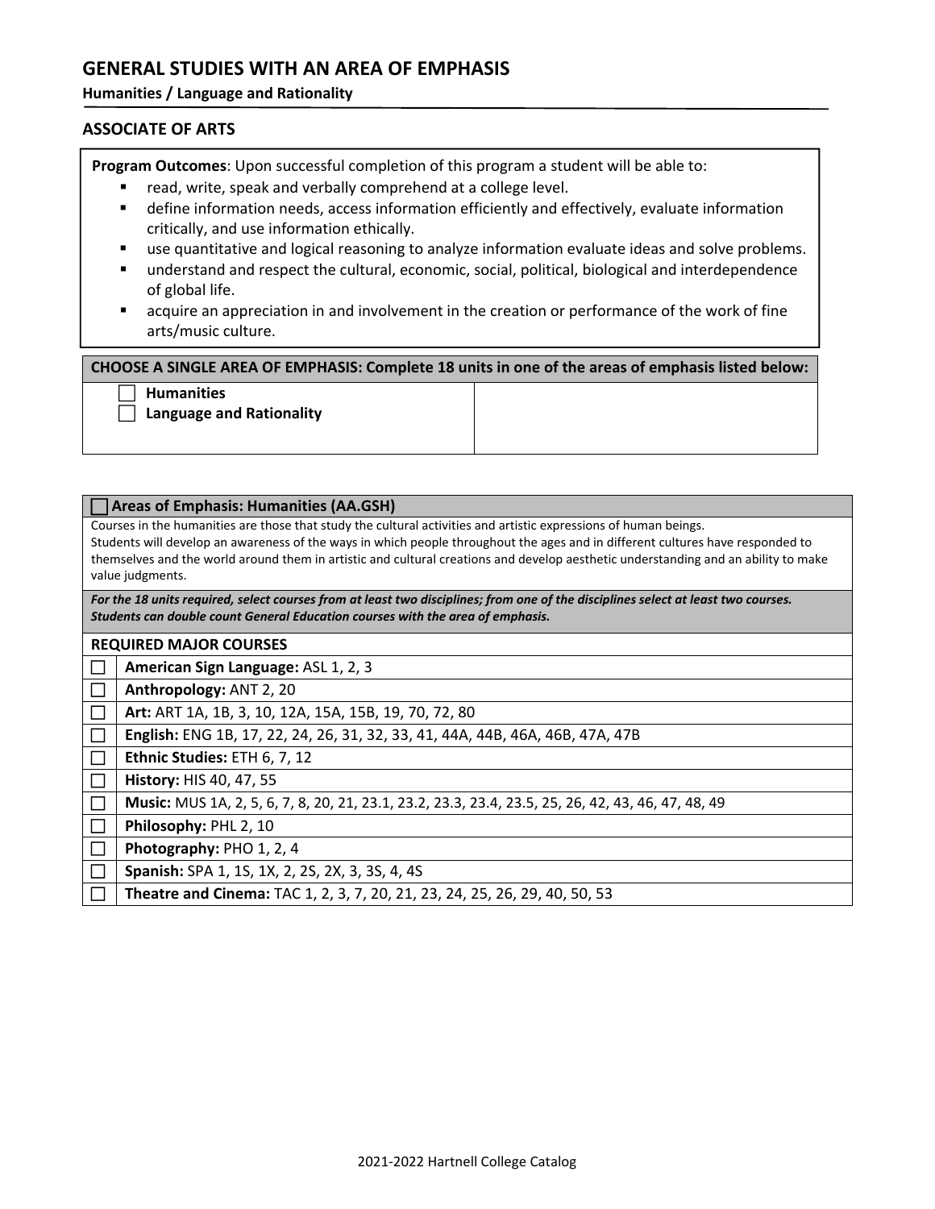# GENERAL STUDIES WITH AN AREA OF EMPHASIS

**Humanities / Language and Rationality**

## ASSOCIATE OF ARTS

**Program Outcomes**: Upon successful completion of this program a student will be able to:

- read, write, speak and verbally comprehend at a college level.
- define information needs, access information efficiently and effectively, evaluate information critically, and use information ethically.
- use quantitative and logical reasoning to analyze information evaluate ideas and solve problems.
- understand and respect the cultural, economic, social, political, biological and interdependence of global life.
- acquire an appreciation in and involvement in the creation or performance of the work of fine arts/music culture.

| CHOOSE A SINGLE AREA OF EMPHASIS: Complete 18 units in one of the areas of emphasis listed below: | |
|---|---|
| ☐ **Humanities**<br>☐ **Language and Rationality** | |

| ☐ **Areas of Emphasis: Humanities (AA.GSH)** | |
|---|---|
| Courses in the humanities are those that study the cultural activities and artistic expressions of human beings. Students will develop an awareness of the ways in which people throughout the ages and in different cultures have responded to themselves and the world around them in artistic and cultural creations and develop aesthetic understanding and an ability to make value judgments. | |
| ***For the 18 units required, select courses from at least two disciplines; from one of the disciplines select at least two courses. Students can double count General Education courses with the area of emphasis.*** | |
| **REQUIRED MAJOR COURSES** | |
| ☐ | **American Sign Language:** ASL 1, 2, 3 |
| ☐ | **Anthropology:** ANT 2, 20 |
| ☐ | **Art:** ART 1A, 1B, 3, 10, 12A, 15A, 15B, 19, 70, 72, 80 |
| ☐ | **English:** ENG 1B, 17, 22, 24, 26, 31, 32, 33, 41, 44A, 44B, 46A, 46B, 47A, 47B |
| ☐ | **Ethnic Studies:** ETH 6, 7, 12 |
| ☐ | **History:** HIS 40, 47, 55 |
| ☐ | **Music:** MUS 1A, 2, 5, 6, 7, 8, 20, 21, 23.1, 23.2, 23.3, 23.4, 23.5, 25, 26, 42, 43, 46, 47, 48, 49 |
| ☐ | **Philosophy:** PHL 2, 10 |
| ☐ | **Photography:** PHO 1, 2, 4 |
| ☐ | **Spanish:** SPA 1, 1S, 1X, 2, 2S, 2X, 3, 3S, 4, 4S |
| ☐ | **Theatre and Cinema:** TAC 1, 2, 3, 7, 20, 21, 23, 24, 25, 26, 29, 40, 50, 53 |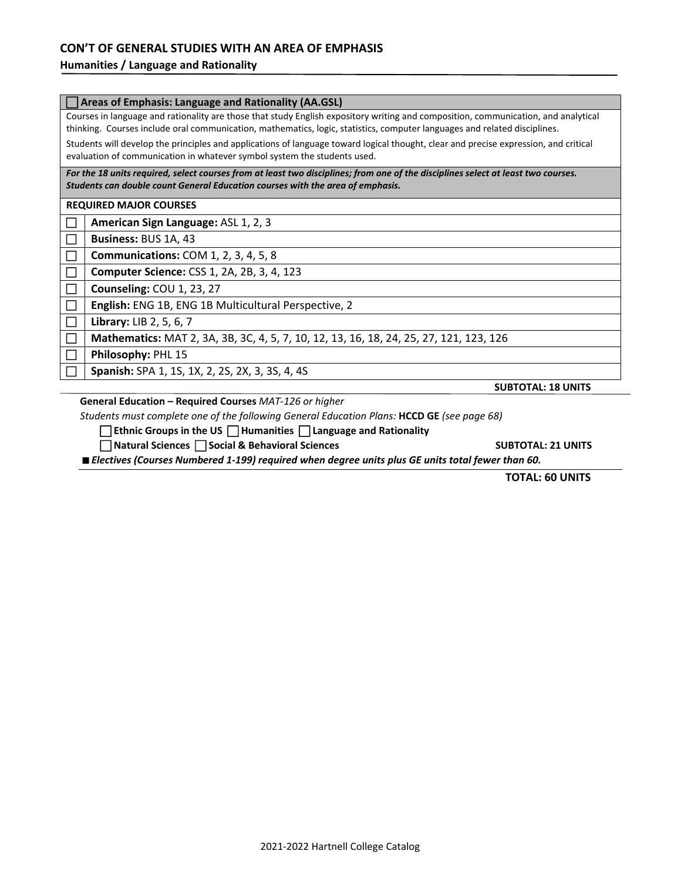## CON'T OF GENERAL STUDIES WITH AN AREA OF EMPHASIS

### Humanities / Language and Rationality

| ☐ **Areas of Emphasis: Language and Rationality (AA.GSL)** | |
|---|---|
| Courses in language and rationality are those that study English expository writing and composition, communication, and analytical thinking. Courses include oral communication, mathematics, logic, statistics, computer languages and related disciplines. Students will develop the principles and applications of language toward logical thought, clear and precise expression, and critical evaluation of communication in whatever symbol system the students used. | |
| ***For the 18 units required, select courses from at least two disciplines; from one of the disciplines select at least two courses. Students can double count General Education courses with the area of emphasis.*** | |
| **REQUIRED MAJOR COURSES** | |
| ☐ | **American Sign Language:** ASL 1, 2, 3 |
| ☐ | **Business:** BUS 1A, 43 |
| ☐ | **Communications:** COM 1, 2, 3, 4, 5, 8 |
| ☐ | **Computer Science:** CSS 1, 2A, 2B, 3, 4, 123 |
| ☐ | **Counseling:** COU 1, 23, 27 |
| ☐ | **English:** ENG 1B, ENG 1B Multicultural Perspective, 2 |
| ☐ | **Library:** LIB 2, 5, 6, 7 |
| ☐ | **Mathematics:** MAT 2, 3A, 3B, 3C, 4, 5, 7, 10, 12, 13, 16, 18, 24, 25, 27, 121, 123, 126 |
| ☐ | **Philosophy:** PHL 15 |
| ☐ | **Spanish:** SPA 1, 1S, 1X, 2, 2S, 2X, 3, 3S, 4, 4S |

**SUBTOTAL: 18 UNITS**

**General Education – Required Courses** *MAT-126 or higher*

*Students must complete one of the following General Education Plans:* **HCCD GE** *(see page 68)*

☐ **Ethnic Groups in the US** ☐ **Humanities** ☐ **Language and Rationality**

☐ **Natural Sciences** ☐ **Social & Behavioral Sciences**

**SUBTOTAL: 21 UNITS**

■ ***Electives (Courses Numbered 1-199) required when degree units plus GE units total fewer than 60.***

**TOTAL: 60 UNITS**